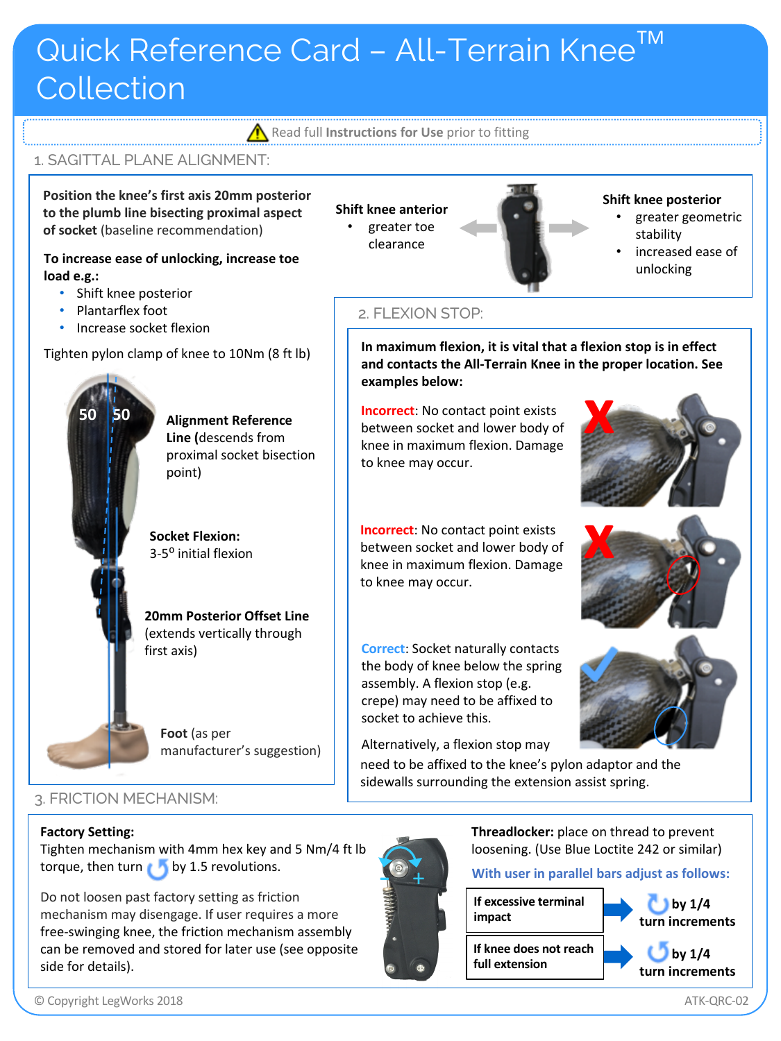# Quick Reference Card – All-Terrain Knee™ Collection

⚠ Read full **Instructions for Use** prior to fitting

## 1. SAGITTAL PLANE ALIGNMENT:

**Position the knee's first axis 20mm posterior to the plumb line bisecting proximal aspect of socket** (baseline recommendation)

**To increase ease of unlocking, increase toe load e.g.:**

- Shift knee posterior
- Plantarflex foot
- Increase socket flexion

Tighten pylon clamp of knee to 10Nm (8 ft lb)

50 50

**Alignment Reference Line (**descends from proximal socket bisection point)

**Socket Flexion:** 3-5° initial flexion

**20mm Posterior Offset Line** (extends vertically through first axis)

**Foot** (as per manufacturer's suggestion)

**Shift knee anterior**

- greater toe clearance

**Shift knee posterior**

- greater geometric stability
- increased ease of unlocking

## 2. FLEXION STOP:

**In maximum flexion, it is vital that a flexion stop is in effect and contacts the All-Terrain Knee in the proper location. See examples below:**

Incorrect: No contact point exists between socket and lower body of knee in maximum flexion. Damage to knee may occur.

Incorrect: No contact point exists between socket and lower body of knee in maximum flexion. Damage to knee may occur.

Correct: Socket naturally contacts the body of knee below the spring assembly. A flexion stop (e.g. crepe) may need to be affixed to socket to achieve this.

Alternatively, a flexion stop may need to be affixed to the knee's pylon adaptor and the sidewalls surrounding the extension assist spring.

## 3. FRICTION MECHANISM:

**Factory Setting:**
Tighten mechanism with 4mm hex key and 5 Nm/4 ft lb torque, then turn ↺ by 1.5 revolutions.

Do not loosen past factory setting as friction mechanism may disengage. If user requires a more free-swinging knee, the friction mechanism assembly can be removed and stored for later use (see opposite side for details).

**Threadlocker:** place on thread to prevent loosening. (Use Blue Loctite 242 or similar)

**With user in parallel bars adjust as follows:**

| Condition | Adjustment |
|---|---|
| **If excessive terminal impact** | ↻ **by 1/4 turn increments** |
| **If knee does not reach full extension** | ↺ **by 1/4 turn increments** |

© Copyright LegWorks 2018 ATK-QRC-02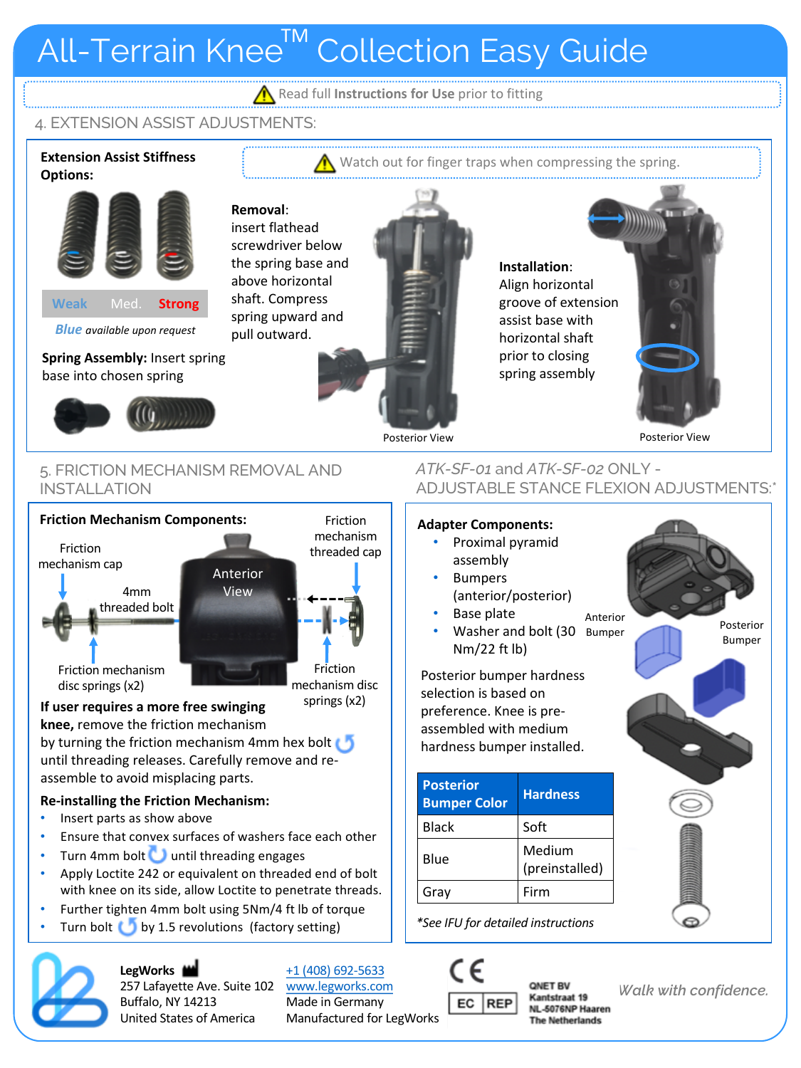# All-Terrain Knee™ Collection Easy Guide

⚠ Read full **Instructions for Use** prior to fitting

## 4. EXTENSION ASSIST ADJUSTMENTS:

**Extension Assist Stiffness Options:**

Weak | Med. | Strong

*Blue available upon request*

**Spring Assembly:** Insert spring base into chosen spring

⚠ Watch out for finger traps when compressing the spring.

**Removal**: insert flathead screwdriver below the spring base and above horizontal shaft. Compress spring upward and pull outward.

Posterior View

**Installation**: Align horizontal groove of extension assist base with horizontal shaft prior to closing spring assembly

Posterior View

## 5. FRICTION MECHANISM REMOVAL AND INSTALLATION

**Friction Mechanism Components:**

Friction mechanism cap

4mm threaded bolt

Friction mechanism disc springs (x2)

Anterior View

Friction mechanism threaded cap

Friction mechanism disc springs (x2)

**If user requires a more free swinging knee,** remove the friction mechanism by turning the friction mechanism 4mm hex bolt ↺ until threading releases. Carefully remove and re-assemble to avoid misplacing parts.

**Re-installing the Friction Mechanism:**

- Insert parts as show above
- Ensure that convex surfaces of washers face each other
- Turn 4mm bolt ↻ until threading engages
- Apply Loctite 242 or equivalent on threaded end of bolt with knee on its side, allow Loctite to penetrate threads.
- Further tighten 4mm bolt using 5Nm/4 ft lb of torque
- Turn bolt ↺ by 1.5 revolutions (factory setting)

## *ATK-SF-01* and *ATK-SF-02* ONLY - ADJUSTABLE STANCE FLEXION ADJUSTMENTS:*

**Adapter Components:**

- Proximal pyramid assembly
- Bumpers (anterior/posterior)
- Base plate
- Washer and bolt (30 Nm/22 ft lb)

Posterior bumper hardness selection is based on preference. Knee is pre-assembled with medium hardness bumper installed.

Anterior Bumper

Posterior Bumper

| Posterior Bumper Color | Hardness |
|---|---|
| Black | Soft |
| Blue | Medium (preinstalled) |
| Gray | Firm |

*\*See IFU for detailed instructions*

**LegWorks**
257 Lafayette Ave. Suite 102
Buffalo, NY 14213
United States of America

+1 (408) 692-5633
www.legworks.com
Made in Germany
Manufactured for LegWorks

CE
EC REP
QNET BV
Kantstraat 19
NL-5076NP Haaren
The Netherlands

*Walk with confidence.*